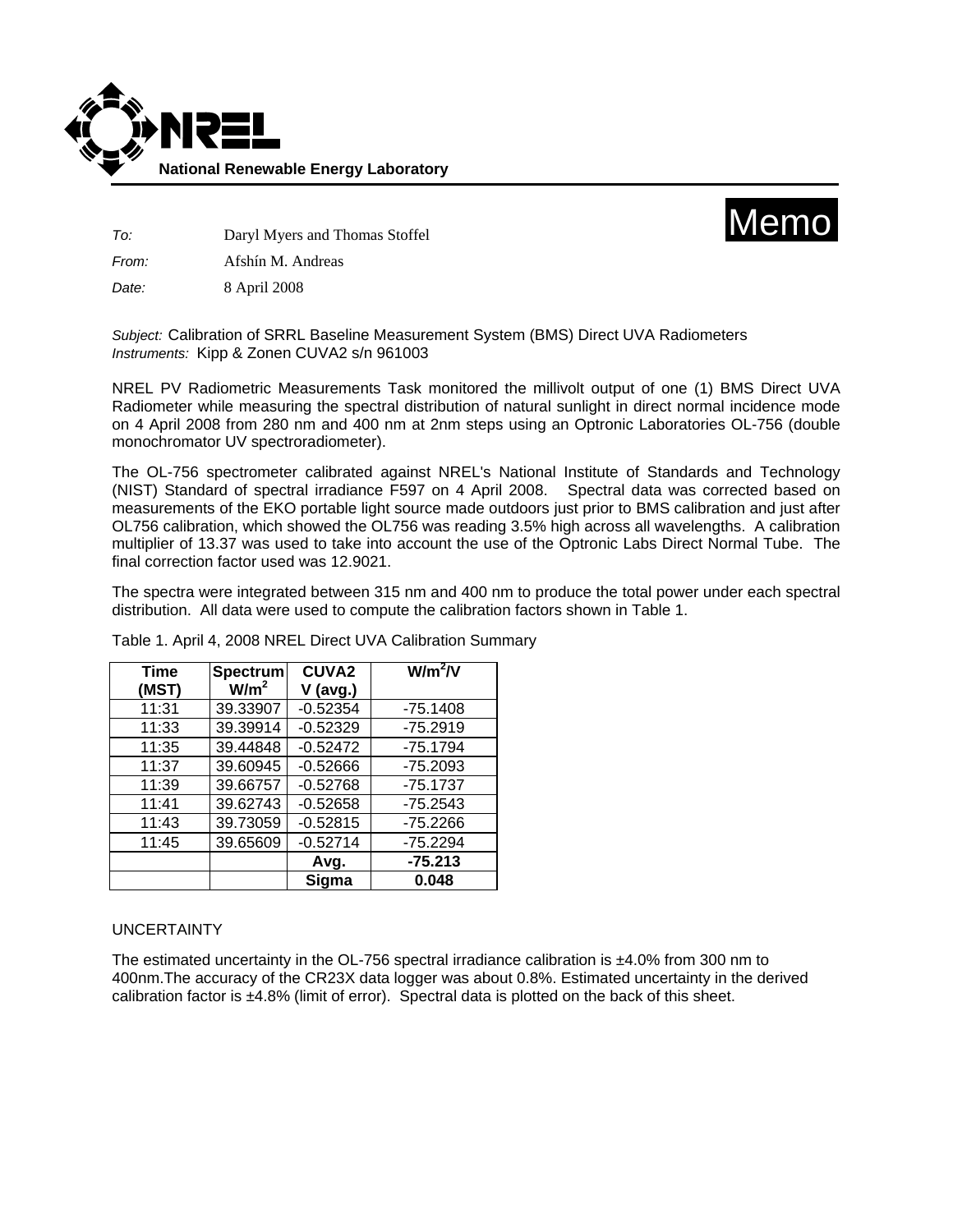**National Renewable Energy Laboratory**

# Memo

*To:* Daryl Myers and Thomas Stoffel

*From:* Afshín M. Andreas

*Date:* 8 April 2008

*Subject:* Calibration of SRRL Baseline Measurement System (BMS) Direct UVA Radiometers
*Instruments:* Kipp & Zonen CUVA2 s/n 961003

NREL PV Radiometric Measurements Task monitored the millivolt output of one (1) BMS Direct UVA Radiometer while measuring the spectral distribution of natural sunlight in direct normal incidence mode on 4 April 2008 from 280 nm and 400 nm at 2nm steps using an Optronic Laboratories OL-756 (double monochromator UV spectroradiometer).

The OL-756 spectrometer calibrated against NREL's National Institute of Standards and Technology (NIST) Standard of spectral irradiance F597 on 4 April 2008. Spectral data was corrected based on measurements of the EKO portable light source made outdoors just prior to BMS calibration and just after OL756 calibration, which showed the OL756 was reading 3.5% high across all wavelengths. A calibration multiplier of 13.37 was used to take into account the use of the Optronic Labs Direct Normal Tube. The final correction factor used was 12.9021.

The spectra were integrated between 315 nm and 400 nm to produce the total power under each spectral distribution. All data were used to compute the calibration factors shown in Table 1.

Table 1. April 4, 2008 NREL Direct UVA Calibration Summary

| Time (MST) | Spectrum $W/m^2$ | CUVA2 V (avg.) | $W/m^2/V$ |
|---|---|---|---|
| 11:31 | 39.33907 | -0.52354 | -75.1408 |
| 11:33 | 39.39914 | -0.52329 | -75.2919 |
| 11:35 | 39.44848 | -0.52472 | -75.1794 |
| 11:37 | 39.60945 | -0.52666 | -75.2093 |
| 11:39 | 39.66757 | -0.52768 | -75.1737 |
| 11:41 | 39.62743 | -0.52658 | -75.2543 |
| 11:43 | 39.73059 | -0.52815 | -75.2266 |
| 11:45 | 39.65609 | -0.52714 | -75.2294 |
| | | **Avg.** | **-75.213** |
| | | **Sigma** | **0.048** |

UNCERTAINTY

The estimated uncertainty in the OL-756 spectral irradiance calibration is ±4.0% from 300 nm to 400nm.The accuracy of the CR23X data logger was about 0.8%. Estimated uncertainty in the derived calibration factor is ±4.8% (limit of error). Spectral data is plotted on the back of this sheet.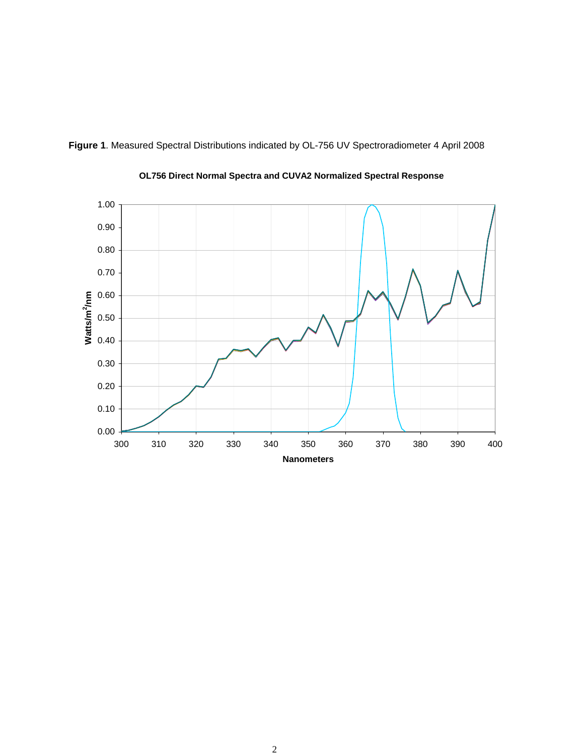**Figure 1**. Measured Spectral Distributions indicated by OL-756 UV Spectroradiometer 4 April 2008

**OL756 Direct Normal Spectra and CUVA2 Normalized Spectral Response**

Watts/m$^2$/nm

1.00
0.90
0.80
0.70
0.60
0.50
0.40
0.30
0.20
0.10
0.00

300 310 320 330 340 350 360 370 380 390 400

**Nanometers**